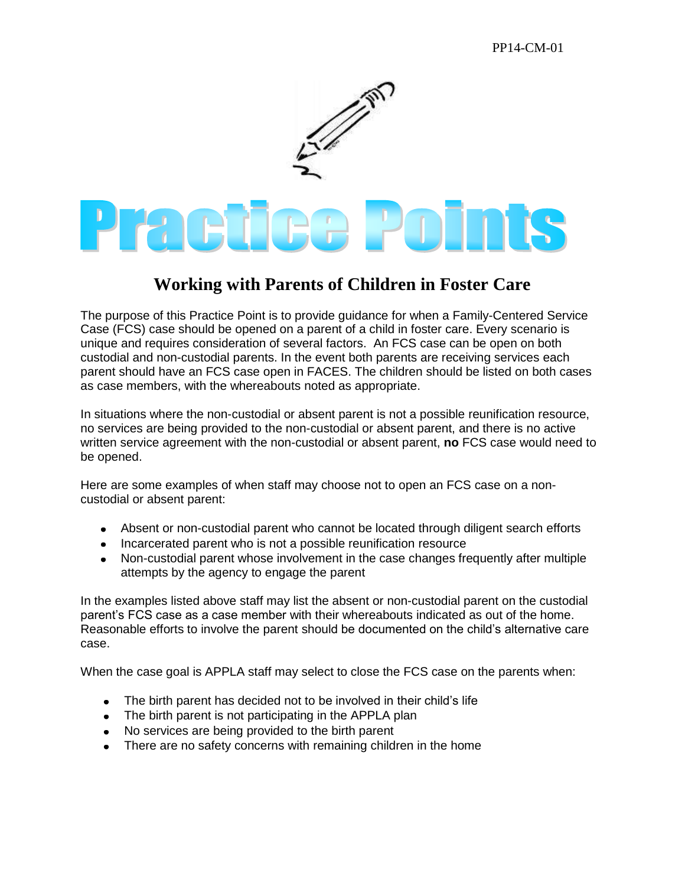PP14-CM-01

# Practice Points

## Working with Parents of Children in Foster Care

The purpose of this Practice Point is to provide guidance for when a Family-Centered Service Case (FCS) case should be opened on a parent of a child in foster care. Every scenario is unique and requires consideration of several factors. An FCS case can be open on both custodial and non-custodial parents. In the event both parents are receiving services each parent should have an FCS case open in FACES. The children should be listed on both cases as case members, with the whereabouts noted as appropriate.

In situations where the non-custodial or absent parent is not a possible reunification resource, no services are being provided to the non-custodial or absent parent, and there is no active written service agreement with the non-custodial or absent parent, **no** FCS case would need to be opened.

Here are some examples of when staff may choose not to open an FCS case on a non-custodial or absent parent:

- Absent or non-custodial parent who cannot be located through diligent search efforts
- Incarcerated parent who is not a possible reunification resource
- Non-custodial parent whose involvement in the case changes frequently after multiple attempts by the agency to engage the parent

In the examples listed above staff may list the absent or non-custodial parent on the custodial parent's FCS case as a case member with their whereabouts indicated as out of the home. Reasonable efforts to involve the parent should be documented on the child's alternative care case.

When the case goal is APPLA staff may select to close the FCS case on the parents when:

- The birth parent has decided not to be involved in their child's life
- The birth parent is not participating in the APPLA plan
- No services are being provided to the birth parent
- There are no safety concerns with remaining children in the home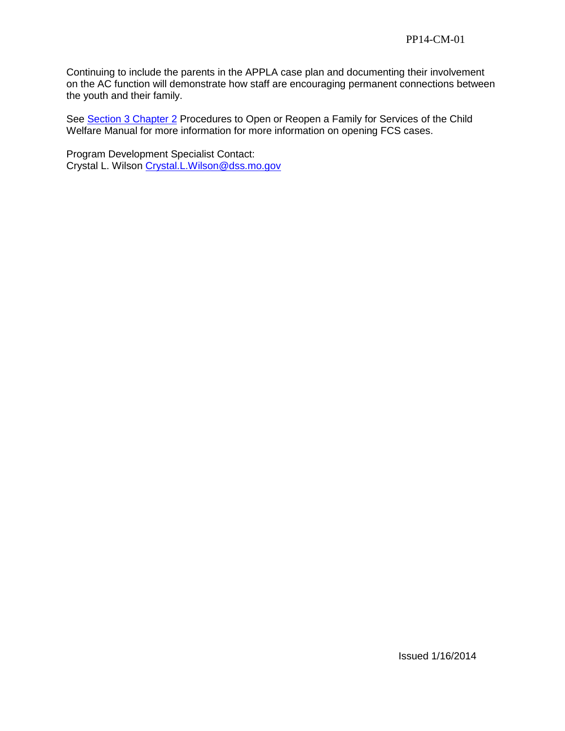Continuing to include the parents in the APPLA case plan and documenting their involvement on the AC function will demonstrate how staff are encouraging permanent connections between the youth and their family.

See Section 3 Chapter 2 Procedures to Open or Reopen a Family for Services of the Child Welfare Manual for more information for more information on opening FCS cases.

Program Development Specialist Contact:
Crystal L. Wilson Crystal.L.Wilson@dss.mo.gov